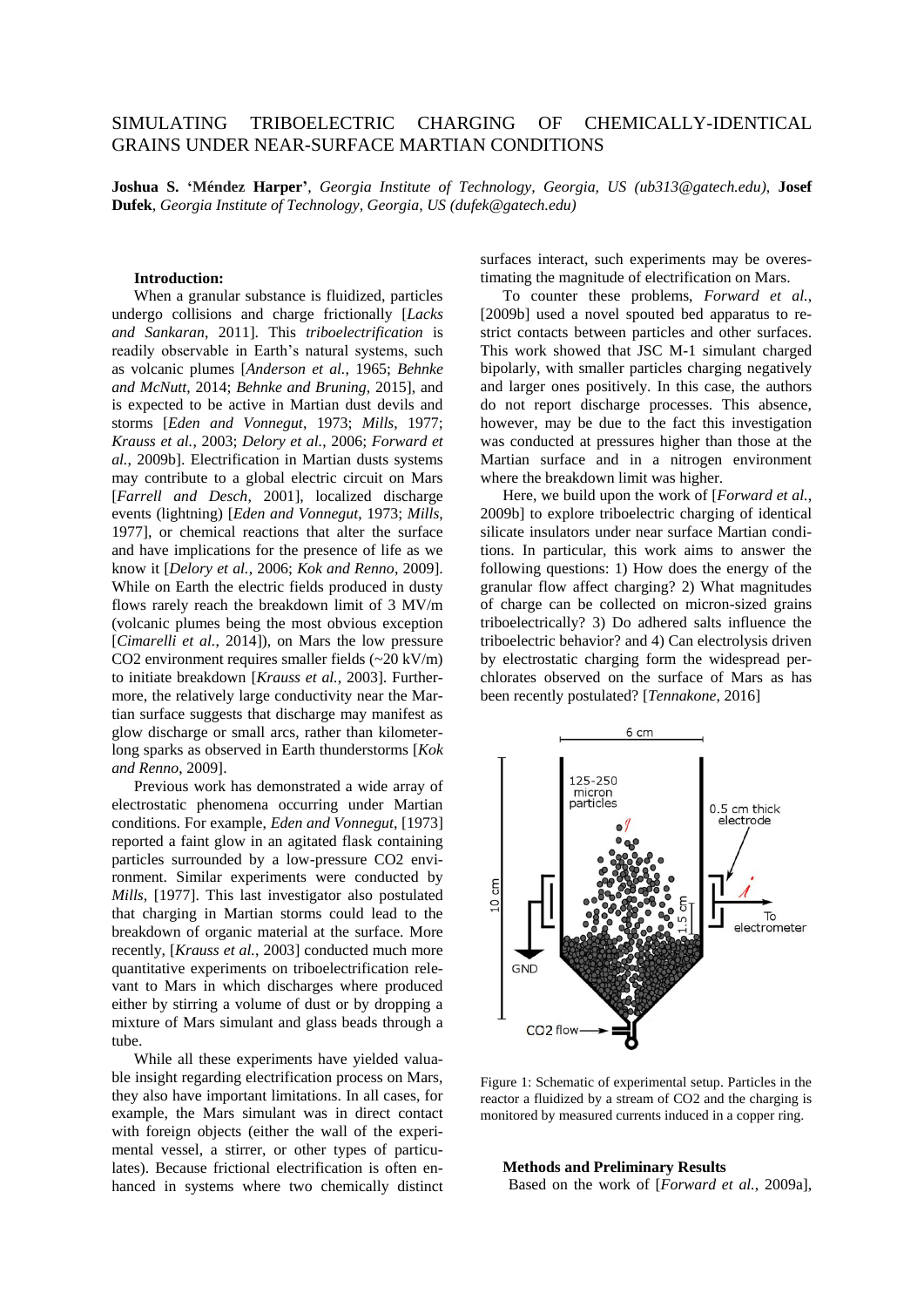# SIMULATING TRIBOELECTRIC CHARGING OF CHEMICALLY-IDENTICAL GRAINS UNDER NEAR-SURFACE MARTIAN CONDITIONS

**Joshua S. 'Méndez Harper'**, *Georgia Institute of Technology, Georgia, US (ub313@gatech.edu)*, **Josef Dufek**, *Georgia Institute of Technology, Georgia, US (dufek@gatech.edu)*

**Introduction:**

When a granular substance is fluidized, particles undergo collisions and charge frictionally [*Lacks and Sankaran*, 2011]. This *triboelectrification* is readily observable in Earth's natural systems, such as volcanic plumes [*Anderson et al.*, 1965; *Behnke and McNutt*, 2014; *Behnke and Bruning*, 2015], and is expected to be active in Martian dust devils and storms [*Eden and Vonnegut*, 1973; *Mills*, 1977; *Krauss et al.*, 2003; *Delory et al.*, 2006; *Forward et al.*, 2009b]. Electrification in Martian dusts systems may contribute to a global electric circuit on Mars [*Farrell and Desch*, 2001], localized discharge events (lightning) [*Eden and Vonnegut*, 1973; *Mills*, 1977], or chemical reactions that alter the surface and have implications for the presence of life as we know it [*Delory et al.*, 2006; *Kok and Renno*, 2009]. While on Earth the electric fields produced in dusty flows rarely reach the breakdown limit of 3 MV/m (volcanic plumes being the most obvious exception [*Cimarelli et al.*, 2014]), on Mars the low pressure $CO_2$ environment requires smaller fields (~20 kV/m) to initiate breakdown [*Krauss et al.*, 2003]. Furthermore, the relatively large conductivity near the Martian surface suggests that discharge may manifest as glow discharge or small arcs, rather than kilometer-long sparks as observed in Earth thunderstorms [*Kok and Renno*, 2009].

Previous work has demonstrated a wide array of electrostatic phenomena occurring under Martian conditions. For example, *Eden and Vonnegut*, [1973] reported a faint glow in an agitated flask containing particles surrounded by a low-pressure $CO_2$ environment. Similar experiments were conducted by *Mills*, [1977]. This last investigator also postulated that charging in Martian storms could lead to the breakdown of organic material at the surface. More recently, [*Krauss et al.*, 2003] conducted much more quantitative experiments on triboelectrification relevant to Mars in which discharges where produced either by stirring a volume of dust or by dropping a mixture of Mars simulant and glass beads through a tube.

While all these experiments have yielded valuable insight regarding electrification process on Mars, they also have important limitations. In all cases, for example, the Mars simulant was in direct contact with foreign objects (either the wall of the experimental vessel, a stirrer, or other types of particulates). Because frictional electrification is often enhanced in systems where two chemically distinct surfaces interact, such experiments may be overestimating the magnitude of electrification on Mars.

To counter these problems, *Forward et al.*, [2009b] used a novel spouted bed apparatus to restrict contacts between particles and other surfaces. This work showed that JSC M-1 simulant charged bipolarly, with smaller particles charging negatively and larger ones positively. In this case, the authors do not report discharge processes. This absence, however, may be due to the fact this investigation was conducted at pressures higher than those at the Martian surface and in a nitrogen environment where the breakdown limit was higher.

Here, we build upon the work of [*Forward et al.*, 2009b] to explore triboelectric charging of identical silicate insulators under near surface Martian conditions. In particular, this work aims to answer the following questions: 1) How does the energy of the granular flow affect charging? 2) What magnitudes of charge can be collected on micron-sized grains triboelectrically? 3) Do adhered salts influence the triboelectric behavior? and 4) Can electrolysis driven by electrostatic charging form the widespread perchlorates observed on the surface of Mars as has been recently postulated? [*Tennakone*, 2016]

Figure 1: Schematic of experimental setup. Particles in the reactor a fluidized by a stream of CO2 and the charging is monitored by measured currents induced in a copper ring.

**Methods and Preliminary Results**

Based on the work of [*Forward et al.*, 2009a],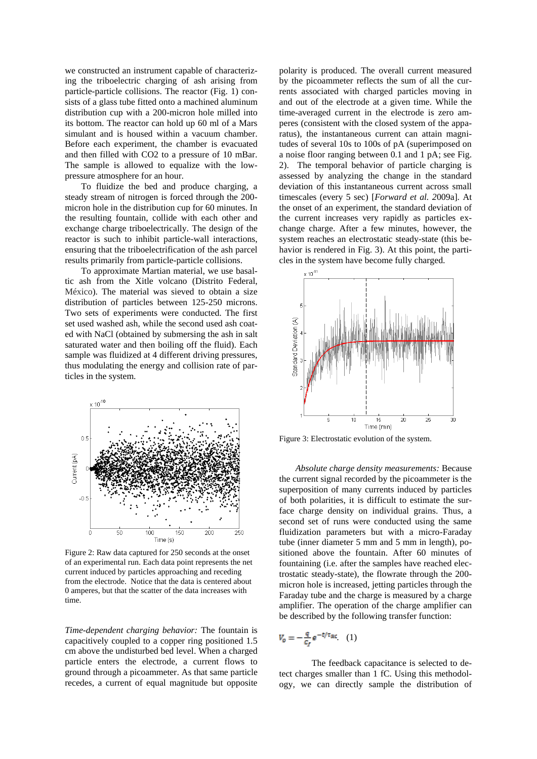we constructed an instrument capable of characterizing the triboelectric charging of ash arising from particle-particle collisions. The reactor (Fig. 1) consists of a glass tube fitted onto a machined aluminum distribution cup with a 200-micron hole milled into its bottom. The reactor can hold up 60 ml of a Mars simulant and is housed within a vacuum chamber. Before each experiment, the chamber is evacuated and then filled with CO2 to a pressure of 10 mBar. The sample is allowed to equalize with the low-pressure atmosphere for an hour.

To fluidize the bed and produce charging, a steady stream of nitrogen is forced through the 200-micron hole in the distribution cup for 60 minutes. In the resulting fountain, collide with each other and exchange charge triboelectrically. The design of the reactor is such to inhibit particle-wall interactions, ensuring that the triboelectrification of the ash parcel results primarily from particle-particle collisions.

To approximate Martian material, we use basaltic ash from the Xitle volcano (Distrito Federal, México). The material was sieved to obtain a size distribution of particles between 125-250 microns. Two sets of experiments were conducted. The first set used washed ash, while the second used ash coated with NaCl (obtained by submersing the ash in salt saturated water and then boiling off the fluid). Each sample was fluidized at 4 different driving pressures, thus modulating the energy and collision rate of particles in the system.

Figure 2: Raw data captured for 250 seconds at the onset of an experimental run. Each data point represents the net current induced by particles approaching and receding from the electrode. Notice that the data is centered about 0 amperes, but that the scatter of the data increases with time.

*Time-dependent charging behavior:* The fountain is capacitively coupled to a copper ring positioned 1.5 cm above the undisturbed bed level. When a charged particle enters the electrode, a current flows to ground through a picoammeter. As that same particle recedes, a current of equal magnitude but opposite polarity is produced. The overall current measured by the picoammeter reflects the sum of all the currents associated with charged particles moving in and out of the electrode at a given time. While the time-averaged current in the electrode is zero amperes (consistent with the closed system of the apparatus), the instantaneous current can attain magnitudes of several 10s to 100s of pA (superimposed on a noise floor ranging between 0.1 and 1 pA; see Fig. 2). The temporal behavior of particle charging is assessed by analyzing the change in the standard deviation of this instantaneous current across small timescales (every 5 sec) [*Forward et al.* 2009a]. At the onset of an experiment, the standard deviation of the current increases very rapidly as particles exchange charge. After a few minutes, however, the system reaches an electrostatic steady-state (this behavior is rendered in Fig. 3). At this point, the particles in the system have become fully charged.

Figure 3: Electrostatic evolution of the system.

*Absolute charge density measurements:* Because the current signal recorded by the picoammeter is the superposition of many currents induced by particles of both polarities, it is difficult to estimate the surface charge density on individual grains. Thus, a second set of runs were conducted using the same fluidization parameters but with a micro-Faraday tube (inner diameter 5 mm and 5 mm in length), positioned above the fountain. After 60 minutes of fountaining (i.e. after the samples have reached electrostatic steady-state), the flowrate through the 200-micron hole is increased, jetting particles through the Faraday tube and the charge is measured by a charge amplifier. The operation of the charge amplifier can be described by the following transfer function:

$$V_o = -\frac{q}{C_f}e^{-t/\tau_{RC}} \quad (1)$$

The feedback capacitance is selected to detect charges smaller than 1 fC. Using this methodology, we can directly sample the distribution of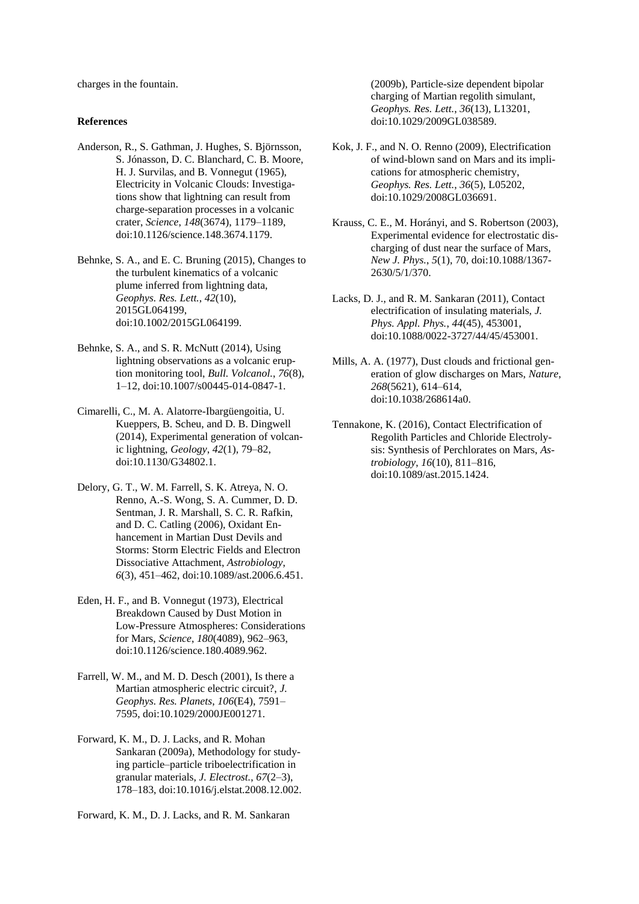charges in the fountain.

**References**

Anderson, R., S. Gathman, J. Hughes, S. Björnsson, S. Jónasson, D. C. Blanchard, C. B. Moore, H. J. Survilas, and B. Vonnegut (1965), Electricity in Volcanic Clouds: Investigations show that lightning can result from charge-separation processes in a volcanic crater, *Science*, *148*(3674), 1179–1189, doi:10.1126/science.148.3674.1179.

Behnke, S. A., and E. C. Bruning (2015), Changes to the turbulent kinematics of a volcanic plume inferred from lightning data, *Geophys. Res. Lett.*, *42*(10), 2015GL064199, doi:10.1002/2015GL064199.

Behnke, S. A., and S. R. McNutt (2014), Using lightning observations as a volcanic eruption monitoring tool, *Bull. Volcanol.*, *76*(8), 1–12, doi:10.1007/s00445-014-0847-1.

Cimarelli, C., M. A. Alatorre-Ibargüengoitia, U. Kueppers, B. Scheu, and D. B. Dingwell (2014), Experimental generation of volcanic lightning, *Geology*, *42*(1), 79–82, doi:10.1130/G34802.1.

Delory, G. T., W. M. Farrell, S. K. Atreya, N. O. Renno, A.-S. Wong, S. A. Cummer, D. D. Sentman, J. R. Marshall, S. C. R. Rafkin, and D. C. Catling (2006), Oxidant Enhancement in Martian Dust Devils and Storms: Storm Electric Fields and Electron Dissociative Attachment, *Astrobiology*, *6*(3), 451–462, doi:10.1089/ast.2006.6.451.

Eden, H. F., and B. Vonnegut (1973), Electrical Breakdown Caused by Dust Motion in Low-Pressure Atmospheres: Considerations for Mars, *Science*, *180*(4089), 962–963, doi:10.1126/science.180.4089.962.

Farrell, W. M., and M. D. Desch (2001), Is there a Martian atmospheric electric circuit?, *J. Geophys. Res. Planets*, *106*(E4), 7591–7595, doi:10.1029/2000JE001271.

Forward, K. M., D. J. Lacks, and R. Mohan Sankaran (2009a), Methodology for studying particle–particle triboelectrification in granular materials, *J. Electrost.*, *67*(2–3), 178–183, doi:10.1016/j.elstat.2008.12.002.

Forward, K. M., D. J. Lacks, and R. M. Sankaran (2009b), Particle-size dependent bipolar charging of Martian regolith simulant, *Geophys. Res. Lett.*, *36*(13), L13201, doi:10.1029/2009GL038589.

Kok, J. F., and N. O. Renno (2009), Electrification of wind-blown sand on Mars and its implications for atmospheric chemistry, *Geophys. Res. Lett.*, *36*(5), L05202, doi:10.1029/2008GL036691.

Krauss, C. E., M. Horányi, and S. Robertson (2003), Experimental evidence for electrostatic discharging of dust near the surface of Mars, *New J. Phys.*, *5*(1), 70, doi:10.1088/1367-2630/5/1/370.

Lacks, D. J., and R. M. Sankaran (2011), Contact electrification of insulating materials, *J. Phys. Appl. Phys.*, *44*(45), 453001, doi:10.1088/0022-3727/44/45/453001.

Mills, A. A. (1977), Dust clouds and frictional generation of glow discharges on Mars, *Nature*, *268*(5621), 614–614, doi:10.1038/268614a0.

Tennakone, K. (2016), Contact Electrification of Regolith Particles and Chloride Electrolysis: Synthesis of Perchlorates on Mars, *Astrobiology*, *16*(10), 811–816, doi:10.1089/ast.2015.1424.